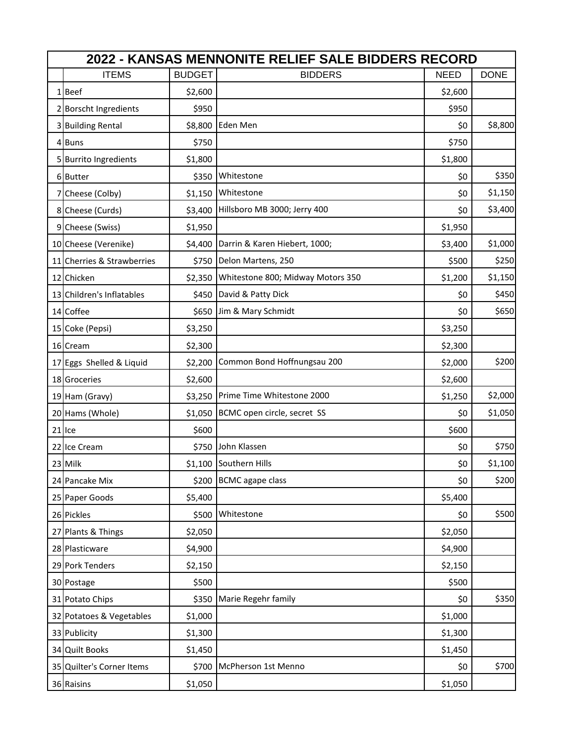| 2022 - KANSAS MENNONITE RELIEF SALE BIDDERS RECORD | | | | | |
|---|---|---|---|---|---|
| | ITEMS | BUDGET | BIDDERS | NEED | DONE |
| 1 | Beef | $2,600 | | $2,600 | |
| 2 | Borscht Ingredients | $950 | | $950 | |
| 3 | Building Rental | $8,800 | Eden Men | $0 | $8,800 |
| 4 | Buns | $750 | | $750 | |
| 5 | Burrito Ingredients | $1,800 | | $1,800 | |
| 6 | Butter | $350 | Whitestone | $0 | $350 |
| 7 | Cheese (Colby) | $1,150 | Whitestone | $0 | $1,150 |
| 8 | Cheese (Curds) | $3,400 | Hillsboro MB 3000; Jerry 400 | $0 | $3,400 |
| 9 | Cheese (Swiss) | $1,950 | | $1,950 | |
| 10 | Cheese (Verenike) | $4,400 | Darrin & Karen Hiebert, 1000; | $3,400 | $1,000 |
| 11 | Cherries & Strawberries | $750 | Delon Martens, 250 | $500 | $250 |
| 12 | Chicken | $2,350 | Whitestone 800; Midway Motors 350 | $1,200 | $1,150 |
| 13 | Children's Inflatables | $450 | David & Patty Dick | $0 | $450 |
| 14 | Coffee | $650 | Jim & Mary Schmidt | $0 | $650 |
| 15 | Coke (Pepsi) | $3,250 | | $3,250 | |
| 16 | Cream | $2,300 | | $2,300 | |
| 17 | Eggs Shelled & Liquid | $2,200 | Common Bond Hoffnungsau 200 | $2,000 | $200 |
| 18 | Groceries | $2,600 | | $2,600 | |
| 19 | Ham (Gravy) | $3,250 | Prime Time Whitestone 2000 | $1,250 | $2,000 |
| 20 | Hams (Whole) | $1,050 | BCMC open circle, secret SS | $0 | $1,050 |
| 21 | Ice | $600 | | $600 | |
| 22 | Ice Cream | $750 | John Klassen | $0 | $750 |
| 23 | Milk | $1,100 | Southern Hills | $0 | $1,100 |
| 24 | Pancake Mix | $200 | BCMC agape class | $0 | $200 |
| 25 | Paper Goods | $5,400 | | $5,400 | |
| 26 | Pickles | $500 | Whitestone | $0 | $500 |
| 27 | Plants & Things | $2,050 | | $2,050 | |
| 28 | Plasticware | $4,900 | | $4,900 | |
| 29 | Pork Tenders | $2,150 | | $2,150 | |
| 30 | Postage | $500 | | $500 | |
| 31 | Potato Chips | $350 | Marie Regehr family | $0 | $350 |
| 32 | Potatoes & Vegetables | $1,000 | | $1,000 | |
| 33 | Publicity | $1,300 | | $1,300 | |
| 34 | Quilt Books | $1,450 | | $1,450 | |
| 35 | Quilter's Corner Items | $700 | McPherson 1st Menno | $0 | $700 |
| 36 | Raisins | $1,050 | | $1,050 | |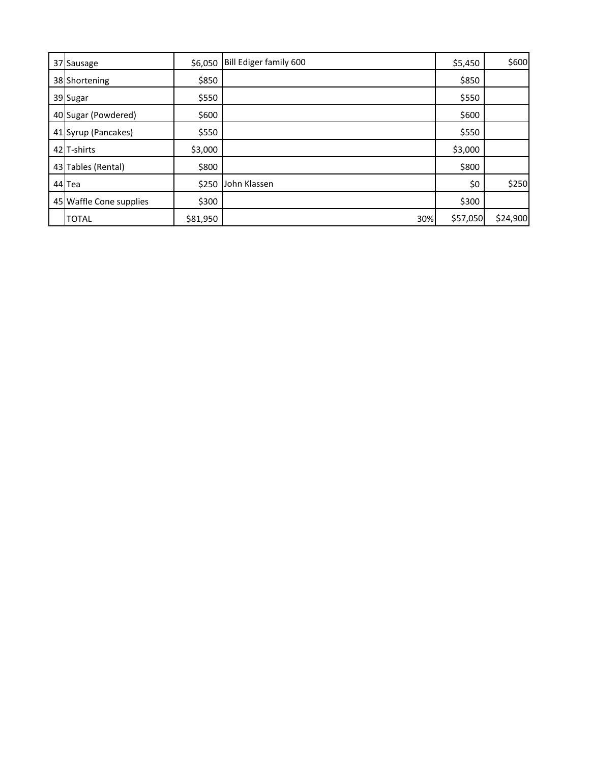| | | | | | |
|---|---|---|---|---|---|
| 37 | Sausage | $6,050 | Bill Ediger family 600 | $5,450 | $600 |
| 38 | Shortening | $850 | | $850 | |
| 39 | Sugar | $550 | | $550 | |
| 40 | Sugar (Powdered) | $600 | | $600 | |
| 41 | Syrup (Pancakes) | $550 | | $550 | |
| 42 | T-shirts | $3,000 | | $3,000 | |
| 43 | Tables (Rental) | $800 | | $800 | |
| 44 | Tea | $250 | John Klassen | $0 | $250 |
| 45 | Waffle Cone supplies | $300 | | $300 | |
| | TOTAL | $81,950 | 30% | $57,050 | $24,900 |